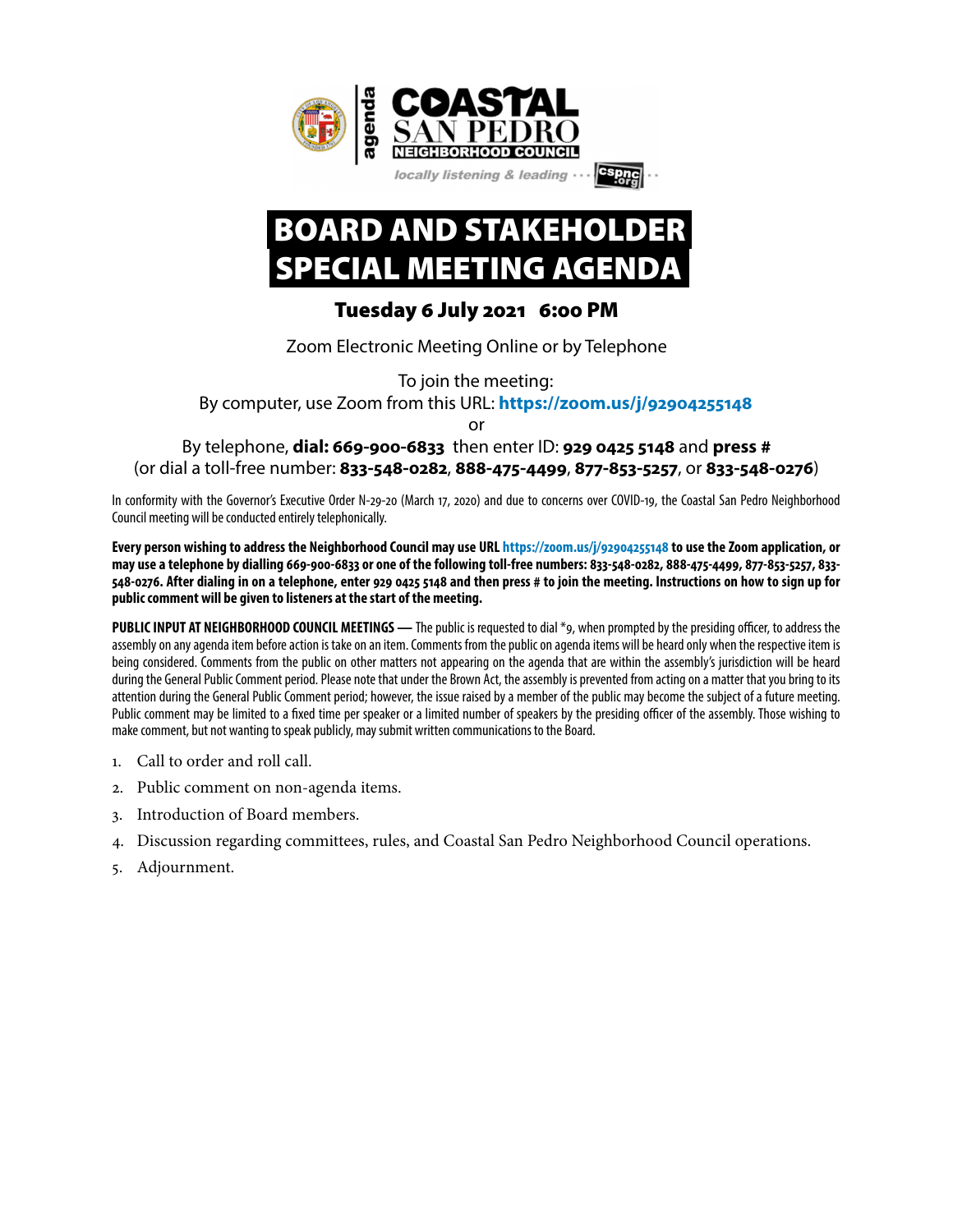agenda

**COASTAL SAN PEDRO NEIGHBORHOOD COUNCIL**

*locally listening & leading* ··· cspnc.org ··

# BOARD AND STAKEHOLDER SPECIAL MEETING AGENDA

## Tuesday 6 July 2021 6:00 PM

Zoom Electronic Meeting Online or by Telephone

To join the meeting:
By computer, use Zoom from this URL: **https://zoom.us/j/92904255148**
or
By telephone, **dial: 669-900-6833** then enter ID: **929 0425 5148** and **press #**
(or dial a toll-free number: **833-548-0282**, **888-475-4499**, **877-853-5257**, or **833-548-0276**)

In conformity with the Governor's Executive Order N-29-20 (March 17, 2020) and due to concerns over COVID-19, the Coastal San Pedro Neighborhood Council meeting will be conducted entirely telephonically.

**Every person wishing to address the Neighborhood Council may use URL https://zoom.us/j/92904255148 to use the Zoom application, or may use a telephone by dialling 669-900-6833 or one of the following toll-free numbers: 833-548-0282, 888-475-4499, 877-853-5257, 833-548-0276. After dialing in on a telephone, enter 929 0425 5148 and then press # to join the meeting. Instructions on how to sign up for public comment will be given to listeners at the start of the meeting.**

**PUBLIC INPUT AT NEIGHBORHOOD COUNCIL MEETINGS —** The public is requested to dial *9, when prompted by the presiding officer, to address the assembly on any agenda item before action is take on an item. Comments from the public on agenda items will be heard only when the respective item is being considered. Comments from the public on other matters not appearing on the agenda that are within the assembly's jurisdiction will be heard during the General Public Comment period. Please note that under the Brown Act, the assembly is prevented from acting on a matter that you bring to its attention during the General Public Comment period; however, the issue raised by a member of the public may become the subject of a future meeting. Public comment may be limited to a fixed time per speaker or a limited number of speakers by the presiding officer of the assembly. Those wishing to make comment, but not wanting to speak publicly, may submit written communications to the Board.

1. Call to order and roll call.
2. Public comment on non-agenda items.
3. Introduction of Board members.
4. Discussion regarding committees, rules, and Coastal San Pedro Neighborhood Council operations.
5. Adjournment.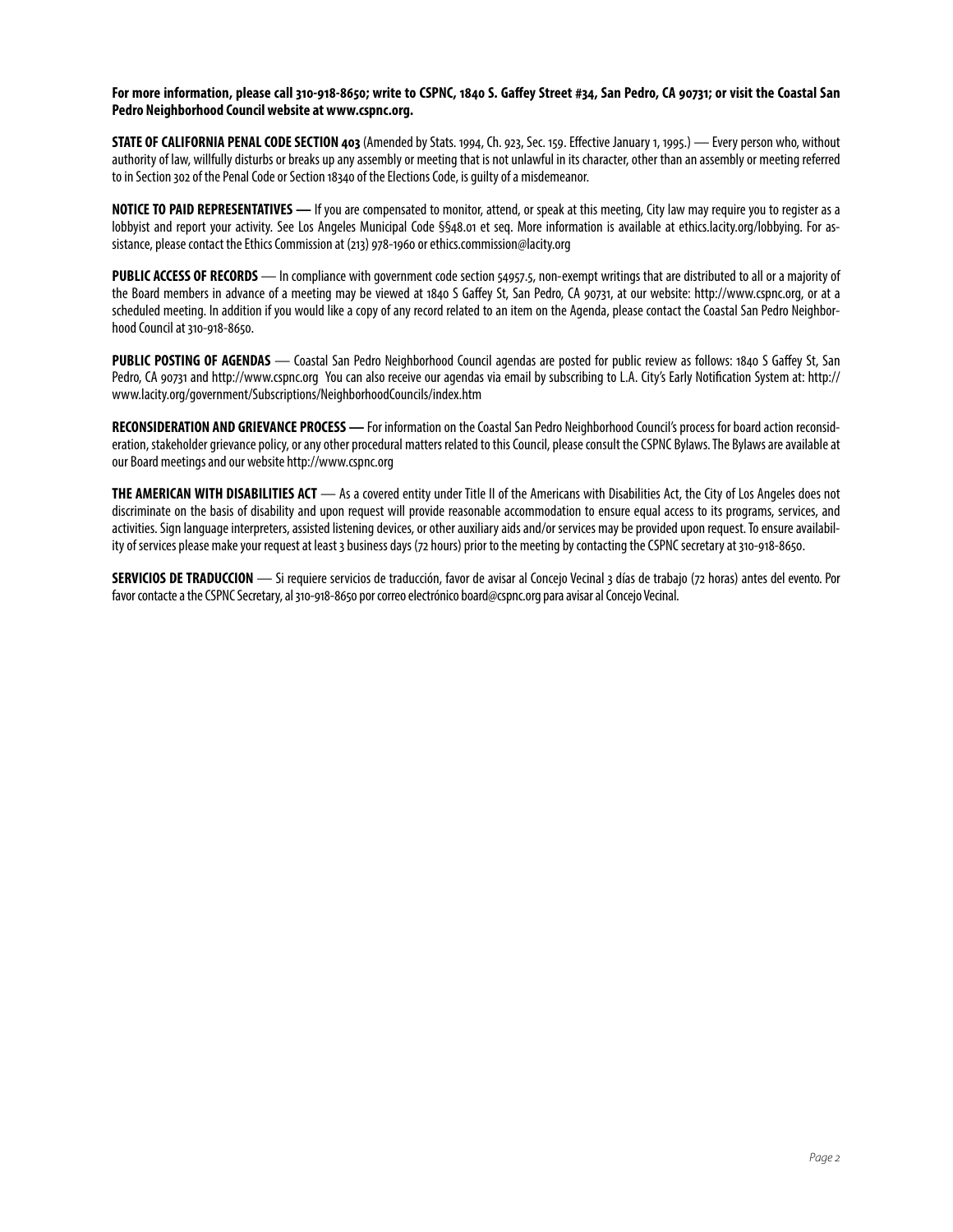**For more information, please call 310-918-8650; write to CSPNC, 1840 S. Gaffey Street #34, San Pedro, CA 90731; or visit the Coastal San Pedro Neighborhood Council website at www.cspnc.org.**

**STATE OF CALIFORNIA PENAL CODE SECTION 403** (Amended by Stats. 1994, Ch. 923, Sec. 159. Effective January 1, 1995.) — Every person who, without authority of law, willfully disturbs or breaks up any assembly or meeting that is not unlawful in its character, other than an assembly or meeting referred to in Section 302 of the Penal Code or Section 18340 of the Elections Code, is guilty of a misdemeanor.

**NOTICE TO PAID REPRESENTATIVES —** If you are compensated to monitor, attend, or speak at this meeting, City law may require you to register as a lobbyist and report your activity. See Los Angeles Municipal Code §§48.01 et seq. More information is available at ethics.lacity.org/lobbying. For assistance, please contact the Ethics Commission at (213) 978-1960 or ethics.commission@lacity.org

**PUBLIC ACCESS OF RECORDS** — In compliance with government code section 54957.5, non-exempt writings that are distributed to all or a majority of the Board members in advance of a meeting may be viewed at 1840 S Gaffey St, San Pedro, CA 90731, at our website: http://www.cspnc.org, or at a scheduled meeting. In addition if you would like a copy of any record related to an item on the Agenda, please contact the Coastal San Pedro Neighborhood Council at 310-918-8650.

**PUBLIC POSTING OF AGENDAS** — Coastal San Pedro Neighborhood Council agendas are posted for public review as follows: 1840 S Gaffey St, San Pedro, CA 90731 and http://www.cspnc.org You can also receive our agendas via email by subscribing to L.A. City's Early Notification System at: http://www.lacity.org/government/Subscriptions/NeighborhoodCouncils/index.htm

**RECONSIDERATION AND GRIEVANCE PROCESS —** For information on the Coastal San Pedro Neighborhood Council's process for board action reconsideration, stakeholder grievance policy, or any other procedural matters related to this Council, please consult the CSPNC Bylaws. The Bylaws are available at our Board meetings and our website http://www.cspnc.org

**THE AMERICAN WITH DISABILITIES ACT** — As a covered entity under Title II of the Americans with Disabilities Act, the City of Los Angeles does not discriminate on the basis of disability and upon request will provide reasonable accommodation to ensure equal access to its programs, services, and activities. Sign language interpreters, assisted listening devices, or other auxiliary aids and/or services may be provided upon request. To ensure availability of services please make your request at least 3 business days (72 hours) prior to the meeting by contacting the CSPNC secretary at 310-918-8650.

**SERVICIOS DE TRADUCCION** — Si requiere servicios de traducción, favor de avisar al Concejo Vecinal 3 días de trabajo (72 horas) antes del evento. Por favor contacte a the CSPNC Secretary, al 310-918-8650 por correo electrónico board@cspnc.org para avisar al Concejo Vecinal.